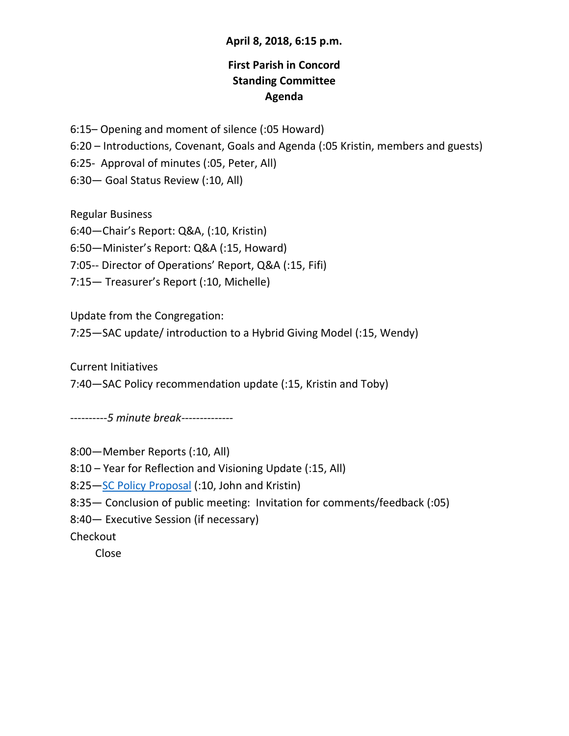**April 8, 2018, 6:15 p.m.**

# First Parish in Concord
## Standing Committee
## Agenda

6:15– Opening and moment of silence (:05 Howard)
6:20 – Introductions, Covenant, Goals and Agenda (:05 Kristin, members and guests)
6:25- Approval of minutes (:05, Peter, All)
6:30— Goal Status Review (:10, All)

Regular Business
6:40—Chair's Report: Q&A, (:10, Kristin)
6:50—Minister's Report: Q&A (:15, Howard)
7:05-- Director of Operations' Report, Q&A (:15, Fifi)
7:15— Treasurer's Report (:10, Michelle)

Update from the Congregation:
7:25—SAC update/ introduction to a Hybrid Giving Model (:15, Wendy)

Current Initiatives
7:40—SAC Policy recommendation update (:15, Kristin and Toby)

----------*5 minute break*--------------

8:00—Member Reports (:10, All)
8:10 – Year for Reflection and Visioning Update (:15, All)
8:25—SC Policy Proposal (:10, John and Kristin)
8:35— Conclusion of public meeting: Invitation for comments/feedback (:05)
8:40— Executive Session (if necessary)
Checkout
Close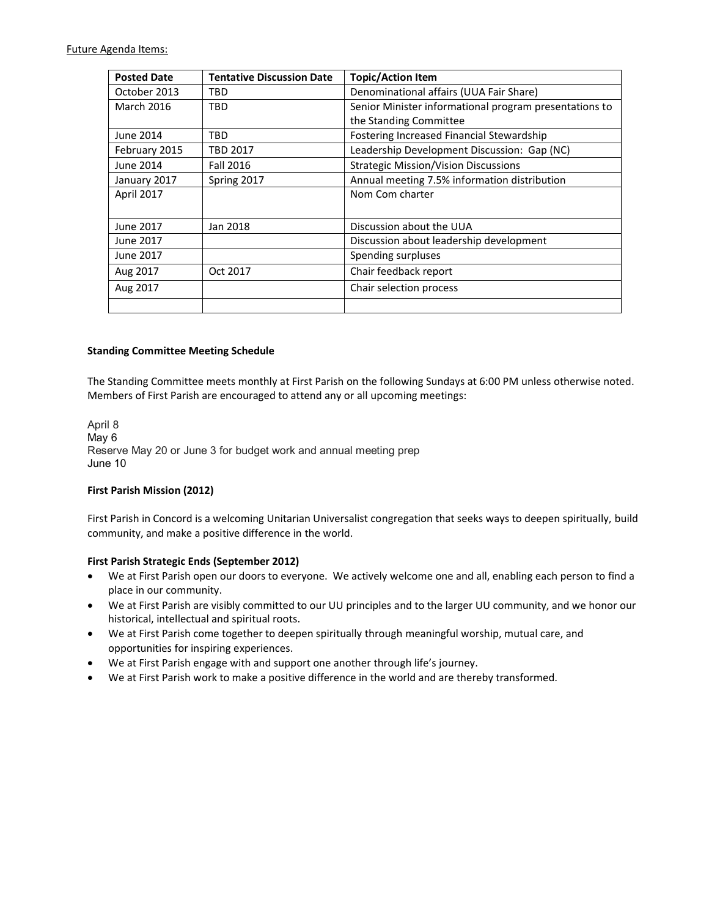Future Agenda Items:

| Posted Date | Tentative Discussion Date | Topic/Action Item |
|---|---|---|
| October 2013 | TBD | Denominational affairs (UUA Fair Share) |
| March 2016 | TBD | Senior Minister informational program presentations to the Standing Committee |
| June 2014 | TBD | Fostering Increased Financial Stewardship |
| February 2015 | TBD 2017 | Leadership Development Discussion: Gap (NC) |
| June 2014 | Fall 2016 | Strategic Mission/Vision Discussions |
| January 2017 | Spring 2017 | Annual meeting 7.5% information distribution |
| April 2017 | | Nom Com charter |
| June 2017 | Jan 2018 | Discussion about the UUA |
| June 2017 | | Discussion about leadership development |
| June 2017 | | Spending surpluses |
| Aug 2017 | Oct 2017 | Chair feedback report |
| Aug 2017 | | Chair selection process |
| | | |

**Standing Committee Meeting Schedule**

The Standing Committee meets monthly at First Parish on the following Sundays at 6:00 PM unless otherwise noted. Members of First Parish are encouraged to attend any or all upcoming meetings:

April 8
May 6
Reserve May 20 or June 3 for budget work and annual meeting prep
June 10

**First Parish Mission (2012)**

First Parish in Concord is a welcoming Unitarian Universalist congregation that seeks ways to deepen spiritually, build community, and make a positive difference in the world.

**First Parish Strategic Ends (September 2012)**

- We at First Parish open our doors to everyone. We actively welcome one and all, enabling each person to find a place in our community.
- We at First Parish are visibly committed to our UU principles and to the larger UU community, and we honor our historical, intellectual and spiritual roots.
- We at First Parish come together to deepen spiritually through meaningful worship, mutual care, and opportunities for inspiring experiences.
- We at First Parish engage with and support one another through life's journey.
- We at First Parish work to make a positive difference in the world and are thereby transformed.